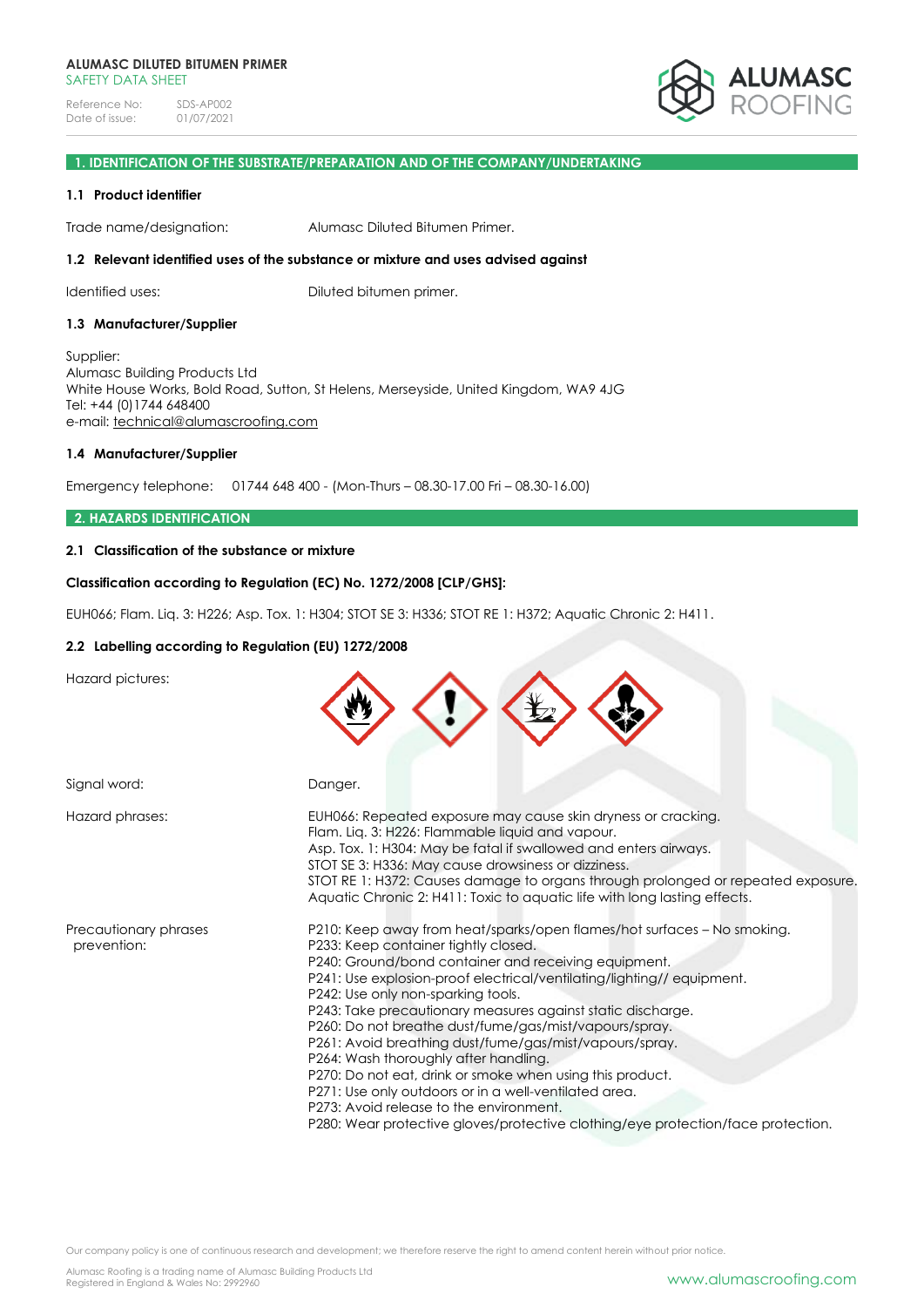**ALUMASC DILUTED BITUMEN PRIMER**
SAFETY DATA SHEET

Reference No: SDS-AP002
Date of issue: 01/07/2021

## 1. IDENTIFICATION OF THE SUBSTRATE/PREPARATION AND OF THE COMPANY/UNDERTAKING

### 1.1 Product identifier

Trade name/designation: Alumasc Diluted Bitumen Primer.

### 1.2 Relevant identified uses of the substance or mixture and uses advised against

Identified uses: Diluted bitumen primer.

### 1.3 Manufacturer/Supplier

Supplier:
Alumasc Building Products Ltd
White House Works, Bold Road, Sutton, St Helens, Merseyside, United Kingdom, WA9 4JG
Tel: +44 (0)1744 648400
e-mail: technical@alumascroofing.com

### 1.4 Manufacturer/Supplier

Emergency telephone: 01744 648 400 - (Mon-Thurs – 08.30-17.00 Fri – 08.30-16.00)

## 2. HAZARDS IDENTIFICATION

### 2.1 Classification of the substance or mixture

**Classification according to Regulation (EC) No. 1272/2008 [CLP/GHS]:**

EUH066; Flam. Liq. 3: H226; Asp. Tox. 1: H304; STOT SE 3: H336; STOT RE 1: H372; Aquatic Chronic 2: H411.

### 2.2 Labelling according to Regulation (EU) 1272/2008

Hazard pictures:

Signal word: Danger.

Hazard phrases:
EUH066: Repeated exposure may cause skin dryness or cracking.
Flam. Liq. 3: H226: Flammable liquid and vapour.
Asp. Tox. 1: H304: May be fatal if swallowed and enters airways.
STOT SE 3: H336: May cause drowsiness or dizziness.
STOT RE 1: H372: Causes damage to organs through prolonged or repeated exposure.
Aquatic Chronic 2: H411: Toxic to aquatic life with long lasting effects.

Precautionary phrases prevention:
P210: Keep away from heat/sparks/open flames/hot surfaces – No smoking.
P233: Keep container tightly closed.
P240: Ground/bond container and receiving equipment.
P241: Use explosion-proof electrical/ventilating/lighting// equipment.
P242: Use only non-sparking tools.
P243: Take precautionary measures against static discharge.
P260: Do not breathe dust/fume/gas/mist/vapours/spray.
P261: Avoid breathing dust/fume/gas/mist/vapours/spray.
P264: Wash thoroughly after handling.
P270: Do not eat, drink or smoke when using this product.
P271: Use only outdoors or in a well-ventilated area.
P273: Avoid release to the environment.
P280: Wear protective gloves/protective clothing/eye protection/face protection.

Our company policy is one of continuous research and development; we therefore reserve the right to amend content herein without prior notice.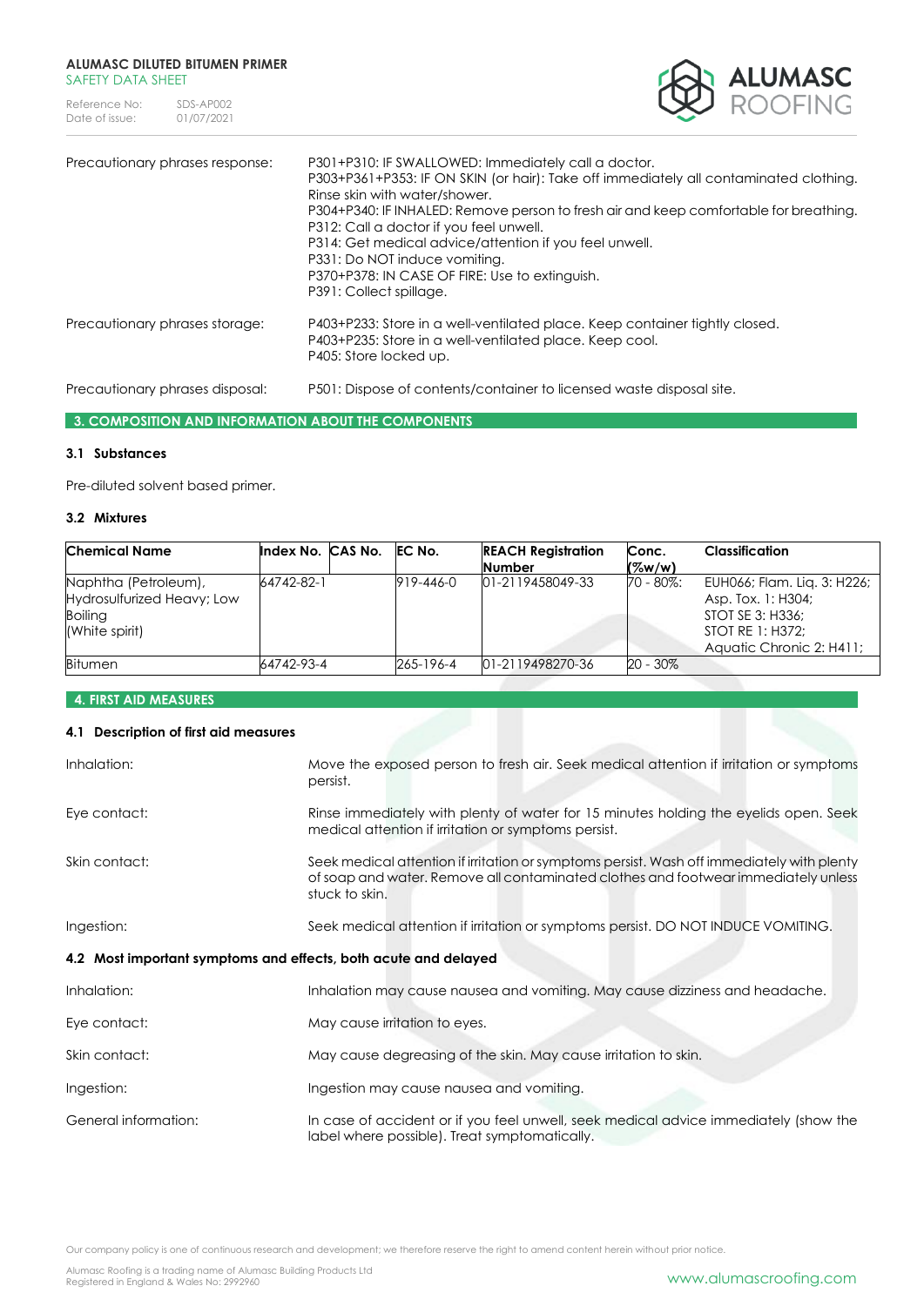| | |
|---|---|
| Precautionary phrases response: | P301+P310: IF SWALLOWED: Immediately call a doctor.<br>P303+P361+P353: IF ON SKIN (or hair): Take off immediately all contaminated clothing. Rinse skin with water/shower.<br>P304+P340: IF INHALED: Remove person to fresh air and keep comfortable for breathing.<br>P312: Call a doctor if you feel unwell.<br>P314: Get medical advice/attention if you feel unwell.<br>P331: Do NOT induce vomiting.<br>P370+P378: IN CASE OF FIRE: Use to extinguish.<br>P391: Collect spillage. |
| Precautionary phrases storage: | P403+P233: Store in a well-ventilated place. Keep container tightly closed.<br>P403+P235: Store in a well-ventilated place. Keep cool.<br>P405: Store locked up. |
| Precautionary phrases disposal: | P501: Dispose of contents/container to licensed waste disposal site. |

## 3. COMPOSITION AND INFORMATION ABOUT THE COMPONENTS

### 3.1 Substances

Pre-diluted solvent based primer.

### 3.2 Mixtures

| Chemical Name | Index No. | CAS No. | EC No. | REACH Registration Number | Conc. (%w/w) | Classification |
|---|---|---|---|---|---|---|
| Naphtha (Petroleum), Hydrosulfurized Heavy; Low Boiling (White spirit) | 64742-82-1 | | 919-446-0 | 01-2119458049-33 | 70 - 80%: | EUH066; Flam. Liq. 3: H226; Asp. Tox. 1: H304; STOT SE 3: H336; STOT RE 1: H372; Aquatic Chronic 2: H411; |
| Bitumen | 64742-93-4 | | 265-196-4 | 01-2119498270-36 | 20 - 30% | |

## 4. FIRST AID MEASURES

### 4.1 Description of first aid measures

| | |
|---|---|
| Inhalation: | Move the exposed person to fresh air. Seek medical attention if irritation or symptoms persist. |
| Eye contact: | Rinse immediately with plenty of water for 15 minutes holding the eyelids open. Seek medical attention if irritation or symptoms persist. |
| Skin contact: | Seek medical attention if irritation or symptoms persist. Wash off immediately with plenty of soap and water. Remove all contaminated clothes and footwear immediately unless stuck to skin. |
| Ingestion: | Seek medical attention if irritation or symptoms persist. DO NOT INDUCE VOMITING. |

### 4.2 Most important symptoms and effects, both acute and delayed

| | |
|---|---|
| Inhalation: | Inhalation may cause nausea and vomiting. May cause dizziness and headache. |
| Eye contact: | May cause irritation to eyes. |
| Skin contact: | May cause degreasing of the skin. May cause irritation to skin. |
| Ingestion: | Ingestion may cause nausea and vomiting. |
| General information: | In case of accident or if you feel unwell, seek medical advice immediately (show the label where possible). Treat symptomatically. |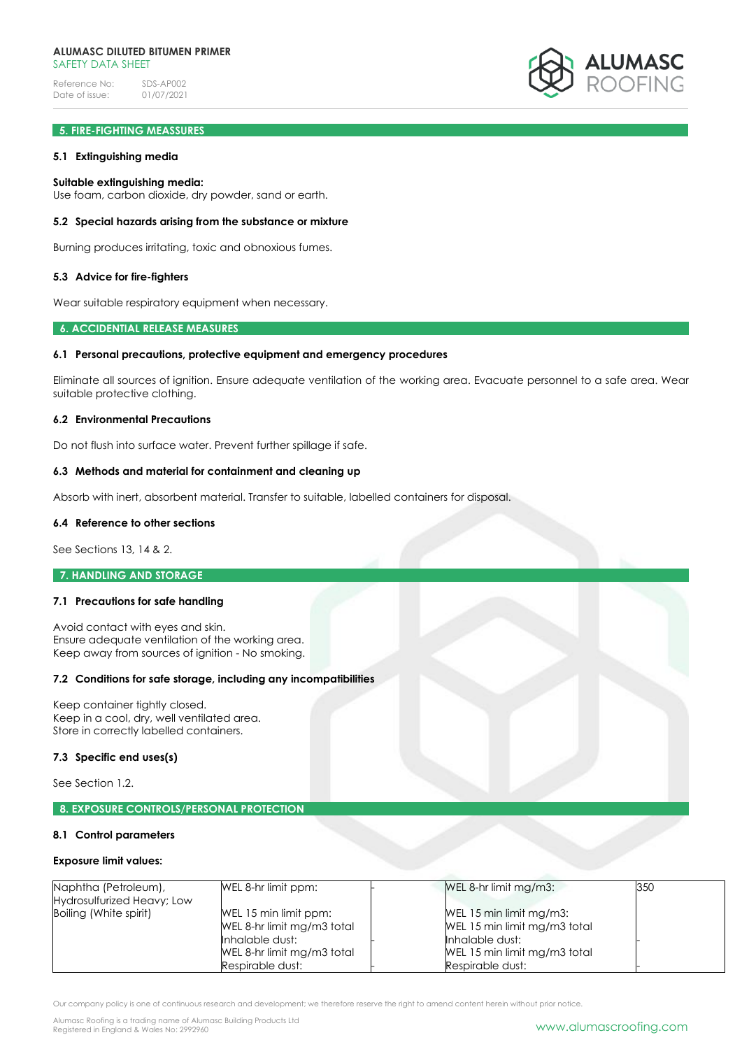## 5. FIRE-FIGHTING MEASSURES

### 5.1 Extinguishing media

**Suitable extinguishing media:**
Use foam, carbon dioxide, dry powder, sand or earth.

### 5.2 Special hazards arising from the substance or mixture

Burning produces irritating, toxic and obnoxious fumes.

### 5.3 Advice for fire-fighters

Wear suitable respiratory equipment when necessary.

## 6. ACCIDENTAL RELEASE MEASURES

### 6.1 Personal precautions, protective equipment and emergency procedures

Eliminate all sources of ignition. Ensure adequate ventilation of the working area. Evacuate personnel to a safe area. Wear suitable protective clothing.

### 6.2 Environmental Precautions

Do not flush into surface water. Prevent further spillage if safe.

### 6.3 Methods and material for containment and cleaning up

Absorb with inert, absorbent material. Transfer to suitable, labelled containers for disposal.

### 6.4 Reference to other sections

See Sections 13, 14 & 2.

## 7. HANDLING AND STORAGE

### 7.1 Precautions for safe handling

Avoid contact with eyes and skin.
Ensure adequate ventilation of the working area.
Keep away from sources of ignition - No smoking.

### 7.2 Conditions for safe storage, including any incompatibilities

Keep container tightly closed.
Keep in a cool, dry, well ventilated area.
Store in correctly labelled containers.

### 7.3 Specific end uses(s)

See Section 1.2.

## 8. EXPOSURE CONTROLS/PERSONAL PROTECTION

### 8.1 Control parameters

**Exposure limit values:**

| Substance | | | | |
|---|---|---|---|---|
| Naphtha (Petroleum), Hydrosulfurized Heavy; Low Boiling (White spirit) | WEL 8-hr limit ppm: | - | WEL 8-hr limit mg/m3: | 350 |
| | WEL 15 min limit ppm: | | WEL 15 min limit mg/m3: | |
| | WEL 8-hr limit mg/m3 total Inhalable dust: | - | WEL 15 min limit mg/m3 total Inhalable dust: | - |
| | WEL 8-hr limit mg/m3 total Respirable dust: | - | WEL 15 min limit mg/m3 total Respirable dust: | - |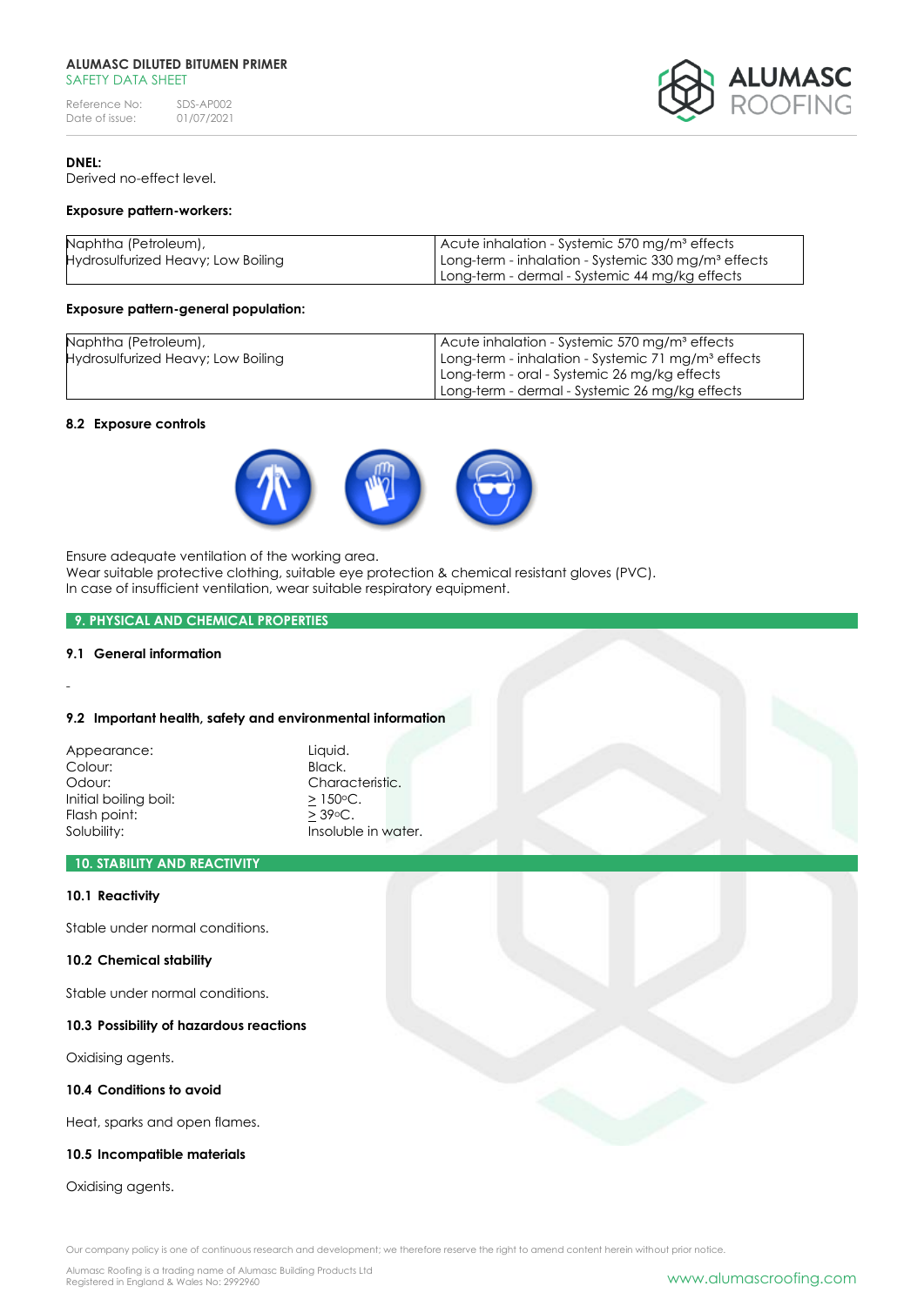**DNEL:**
Derived no-effect level.

**Exposure pattern-workers:**

| | |
|---|---|
| Naphtha (Petroleum), Hydrosulfurized Heavy; Low Boiling | Acute inhalation - Systemic 570 mg/m³ effects<br>Long-term - inhalation - Systemic 330 mg/m³ effects<br>Long-term - dermal - Systemic 44 mg/kg effects |

**Exposure pattern-general population:**

| | |
|---|---|
| Naphtha (Petroleum), Hydrosulfurized Heavy; Low Boiling | Acute inhalation - Systemic 570 mg/m³ effects<br>Long-term - inhalation - Systemic 71 mg/m³ effects<br>Long-term - oral - Systemic 26 mg/kg effects<br>Long-term - dermal - Systemic 26 mg/kg effects |

### 8.2 Exposure controls

Ensure adequate ventilation of the working area.
Wear suitable protective clothing, suitable eye protection & chemical resistant gloves (PVC).
In case of insufficient ventilation, wear suitable respiratory equipment.

## 9. PHYSICAL AND CHEMICAL PROPERTIES

### 9.1 General information

-

### 9.2 Important health, safety and environmental information

| | |
|---|---|
| Appearance: | Liquid. |
| Colour: | Black. |
| Odour: | Characteristic. |
| Initial boiling boil: | ≥ 150ºC. |
| Flash point: | ≥ 39ºC. |
| Solubility: | Insoluble in water. |

## 10. STABILITY AND REACTIVITY

### 10.1 Reactivity

Stable under normal conditions.

### 10.2 Chemical stability

Stable under normal conditions.

### 10.3 Possibility of hazardous reactions

Oxidising agents.

### 10.4 Conditions to avoid

Heat, sparks and open flames.

### 10.5 Incompatible materials

Oxidising agents.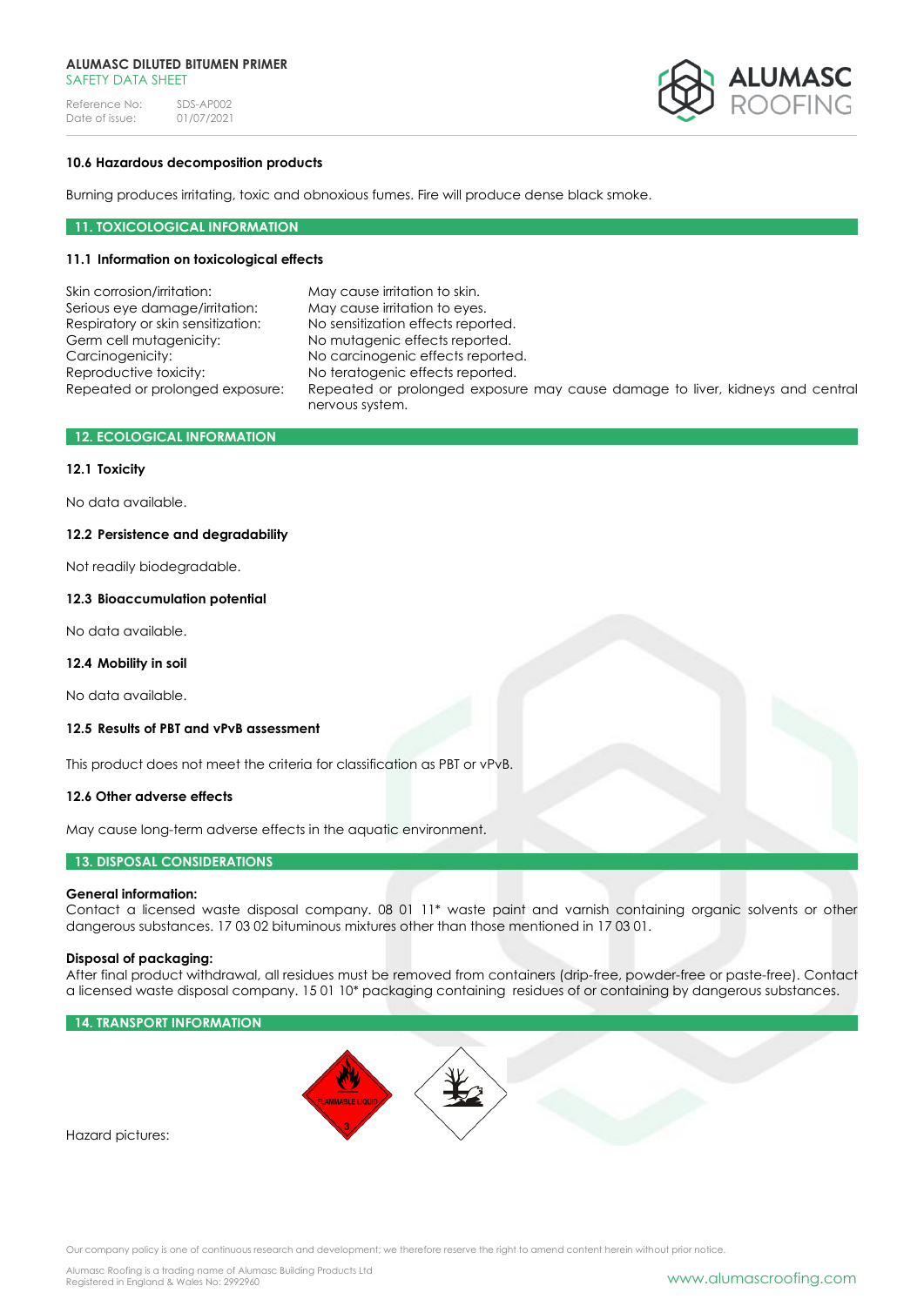### 10.6 Hazardous decomposition products

Burning produces irritating, toxic and obnoxious fumes. Fire will produce dense black smoke.

## 11. TOXICOLOGICAL INFORMATION

### 11.1 Information on toxicological effects

| | |
|---|---|
| Skin corrosion/irritation: | May cause irritation to skin. |
| Serious eye damage/irritation: | May cause irritation to eyes. |
| Respiratory or skin sensitization: | No sensitization effects reported. |
| Germ cell mutagenicity: | No mutagenic effects reported. |
| Carcinogenicity: | No carcinogenic effects reported. |
| Reproductive toxicity: | No teratogenic effects reported. |
| Repeated or prolonged exposure: | Repeated or prolonged exposure may cause damage to liver, kidneys and central nervous system. |

## 12. ECOLOGICAL INFORMATION

### 12.1 Toxicity

No data available.

### 12.2 Persistence and degradability

Not readily biodegradable.

### 12.3 Bioaccumulation potential

No data available.

### 12.4 Mobility in soil

No data available.

### 12.5 Results of PBT and vPvB assessment

This product does not meet the criteria for classification as PBT or vPvB.

### 12.6 Other adverse effects

May cause long-term adverse effects in the aquatic environment.

## 13. DISPOSAL CONSIDERATIONS

**General information:**
Contact a licensed waste disposal company. 08 01 11* waste paint and varnish containing organic solvents or other dangerous substances. 17 03 02 bituminous mixtures other than those mentioned in 17 03 01.

**Disposal of packaging:**
After final product withdrawal, all residues must be removed from containers (drip-free, powder-free or paste-free). Contact a licensed waste disposal company. 15 01 10* packaging containing residues of or containing by dangerous substances.

## 14. TRANSPORT INFORMATION

Hazard pictures: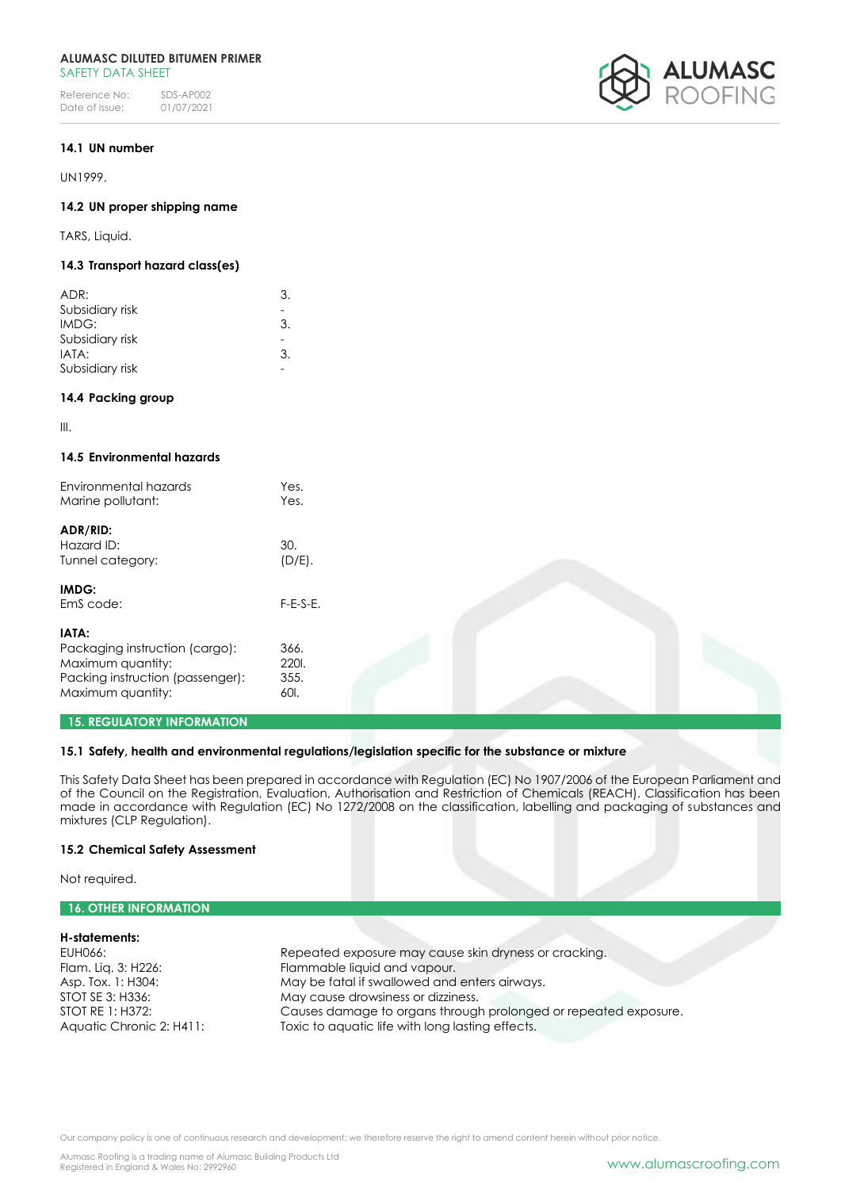### 14.1 UN number

UN1999.

### 14.2 UN proper shipping name

TARS, Liquid.

### 14.3 Transport hazard class(es)

| | |
|---|---|
| ADR: | 3. |
| Subsidiary risk | - |
| IMDG: | 3. |
| Subsidiary risk | - |
| IATA: | 3. |
| Subsidiary risk | - |

### 14.4 Packing group

III.

### 14.5 Environmental hazards

| | |
|---|---|
| Environmental hazards | Yes. |
| Marine pollutant: | Yes. |

**ADR/RID:**

| | |
|---|---|
| Hazard ID: | 30. |
| Tunnel category: | (D/E). |

**IMDG:**

| | |
|---|---|
| EmS code: | F-E-S-E. |

**IATA:**

| | |
|---|---|
| Packaging instruction (cargo): | 366. |
| Maximum quantity: | 220l. |
| Packing instruction (passenger): | 355. |
| Maximum quantity: | 60l. |

## 15. REGULATORY INFORMATION

### 15.1 Safety, health and environmental regulations/legislation specific for the substance or mixture

This Safety Data Sheet has been prepared in accordance with Regulation (EC) No 1907/2006 of the European Parliament and of the Council on the Registration, Evaluation, Authorisation and Restriction of Chemicals (REACH). Classification has been made in accordance with Regulation (EC) No 1272/2008 on the classification, labelling and packaging of substances and mixtures (CLP Regulation).

### 15.2 Chemical Safety Assessment

Not required.

## 16. OTHER INFORMATION

**H-statements:**

| | |
|---|---|
| EUH066: | Repeated exposure may cause skin dryness or cracking. |
| Flam. Liq. 3: H226: | Flammable liquid and vapour. |
| Asp. Tox. 1: H304: | May be fatal if swallowed and enters airways. |
| STOT SE 3: H336: | May cause drowsiness or dizziness. |
| STOT RE 1: H372: | Causes damage to organs through prolonged or repeated exposure. |
| Aquatic Chronic 2: H411: | Toxic to aquatic life with long lasting effects. |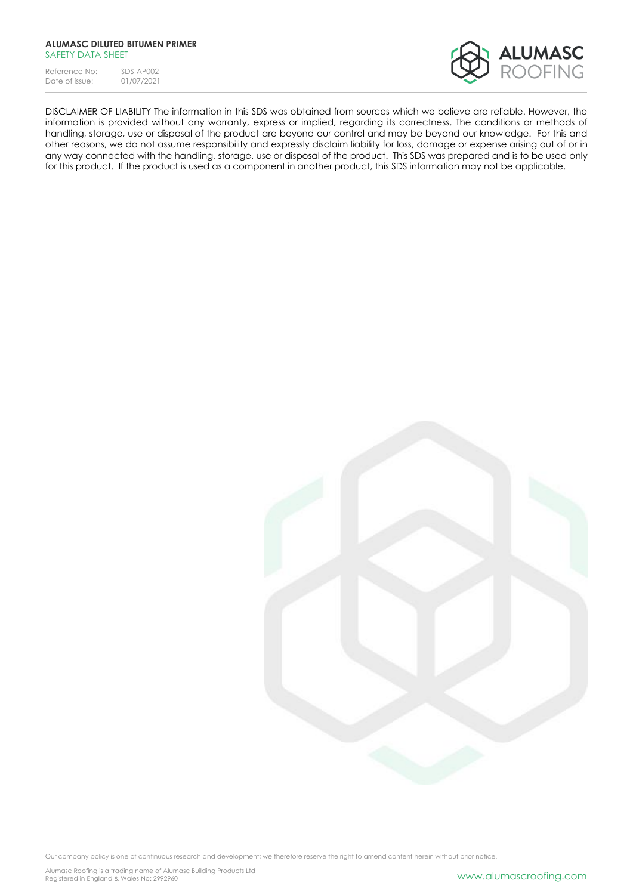DISCLAIMER OF LIABILITY The information in this SDS was obtained from sources which we believe are reliable. However, the information is provided without any warranty, express or implied, regarding its correctness. The conditions or methods of handling, storage, use or disposal of the product are beyond our control and may be beyond our knowledge. For this and other reasons, we do not assume responsibility and expressly disclaim liability for loss, damage or expense arising out of or in any way connected with the handling, storage, use or disposal of the product. This SDS was prepared and is to be used only for this product. If the product is used as a component in another product, this SDS information may not be applicable.